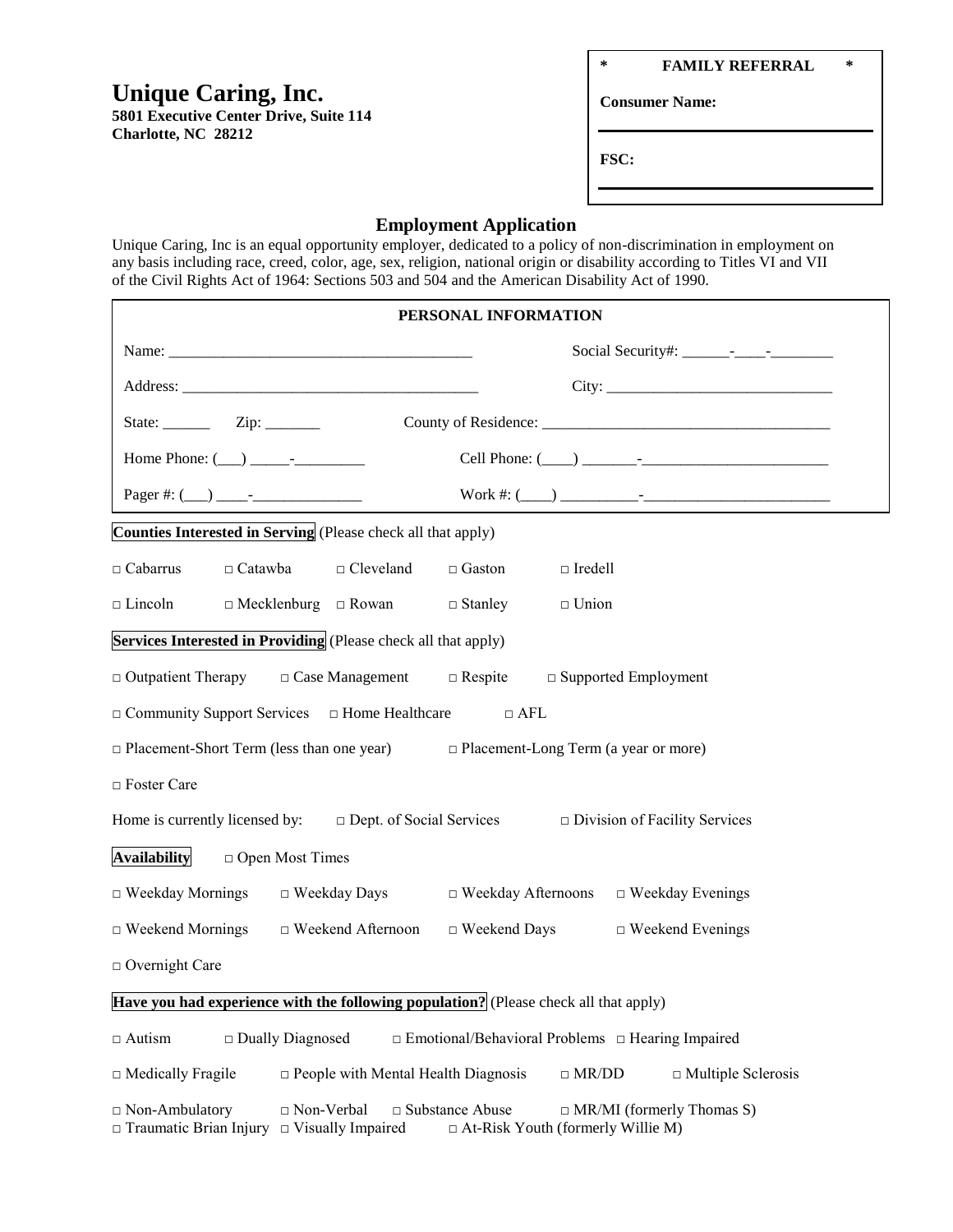# Unique Caring, Inc.

**5801 Executive Center Drive, Suite 114**
**Charlotte, NC 28212**

| * FAMILY REFERRAL * |
|---|
| **Consumer Name:** ____________________ |
| **FSC:** ____________________ |

## Employment Application

Unique Caring, Inc is an equal opportunity employer, dedicated to a policy of non-discrimination in employment on any basis including race, creed, color, age, sex, religion, national origin or disability according to Titles VI and VII of the Civil Rights Act of 1964: Sections 503 and 504 and the American Disability Act of 1990.

### PERSONAL INFORMATION

Name: ________________________________________ Social Security#: ______-____-________

Address: ________________________________________ City: ______________________________

State: ______ Zip: _______ County of Residence: ______________________________________

Home Phone: (___) _____-_________ Cell Phone: (____) _______-________________________

Pager #: (___) ____-______________ Work #: (____) __________-________________________

**Counties Interested in Serving** (Please check all that apply)

□ Cabarrus □ Catawba □ Cleveland □ Gaston □ Iredell

□ Lincoln □ Mecklenburg □ Rowan □ Stanley □ Union

**Services Interested in Providing** (Please check all that apply)

□ Outpatient Therapy □ Case Management □ Respite □ Supported Employment

□ Community Support Services □ Home Healthcare □ AFL

□ Placement-Short Term (less than one year) □ Placement-Long Term (a year or more)

□ Foster Care

Home is currently licensed by: □ Dept. of Social Services □ Division of Facility Services

**Availability** □ Open Most Times

□ Weekday Mornings □ Weekday Days □ Weekday Afternoons □ Weekday Evenings

□ Weekend Mornings □ Weekend Afternoon □ Weekend Days □ Weekend Evenings

□ Overnight Care

**Have you had experience with the following population?** (Please check all that apply)

□ Autism □ Dually Diagnosed □ Emotional/Behavioral Problems □ Hearing Impaired

□ Medically Fragile □ People with Mental Health Diagnosis □ MR/DD □ Multiple Sclerosis

□ Non-Ambulatory □ Non-Verbal □ Substance Abuse □ MR/MI (formerly Thomas S)
□ Traumatic Brian Injury □ Visually Impaired □ At-Risk Youth (formerly Willie M)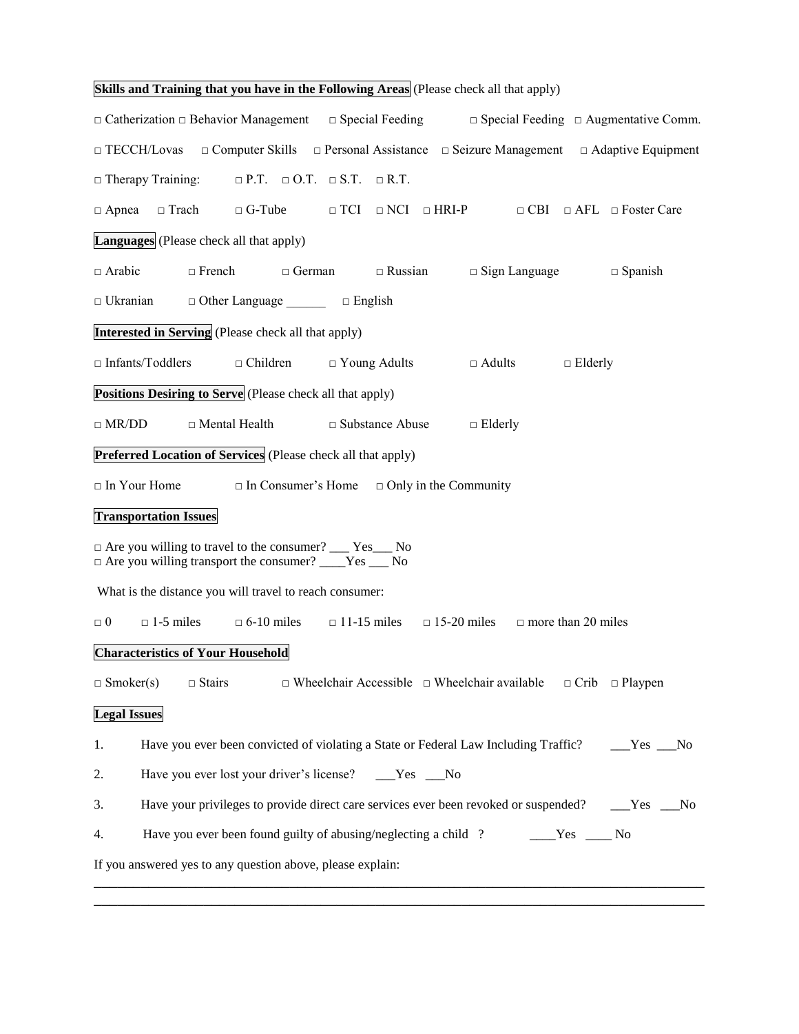**Skills and Training that you have in the Following Areas** (Please check all that apply)

□ Catherization □ Behavior Management □ Special Feeding □ Special Feeding □ Augmentative Comm.

□ TECCH/Lovas □ Computer Skills □ Personal Assistance □ Seizure Management □ Adaptive Equipment

□ Therapy Training: □ P.T. □ O.T. □ S.T. □ R.T.

□ Apnea □ Trach □ G-Tube □ TCI □ NCI □ HRI-P □ CBI □ AFL □ Foster Care

**Languages** (Please check all that apply)

□ Arabic □ French □ German □ Russian □ Sign Language □ Spanish

□ Ukranian □ Other Language ______ □ English

**Interested in Serving** (Please check all that apply)

□ Infants/Toddlers □ Children □ Young Adults □ Adults □ Elderly

**Positions Desiring to Serve** (Please check all that apply)

□ MR/DD □ Mental Health □ Substance Abuse □ Elderly

**Preferred Location of Services** (Please check all that apply)

□ In Your Home □ In Consumer's Home □ Only in the Community

**Transportation Issues**

□ Are you willing to travel to the consumer? ___ Yes___ No
□ Are you willing transport the consumer? ____Yes ___ No

What is the distance you will travel to reach consumer:

□ 0 □ 1-5 miles □ 6-10 miles □ 11-15 miles □ 15-20 miles □ more than 20 miles

**Characteristics of Your Household**

□ Smoker(s) □ Stairs □ Wheelchair Accessible □ Wheelchair available □ Crib □ Playpen

**Legal Issues**

1. Have you ever been convicted of violating a State or Federal Law Including Traffic? ___Yes ___No
2. Have you ever lost your driver's license? ___Yes ___No
3. Have your privileges to provide direct care services ever been revoked or suspended? ___Yes ___No
4. Have you ever been found guilty of abusing/neglecting a child ? ____Yes ____ No

If you answered yes to any question above, please explain:

______________________________________________________________________________

______________________________________________________________________________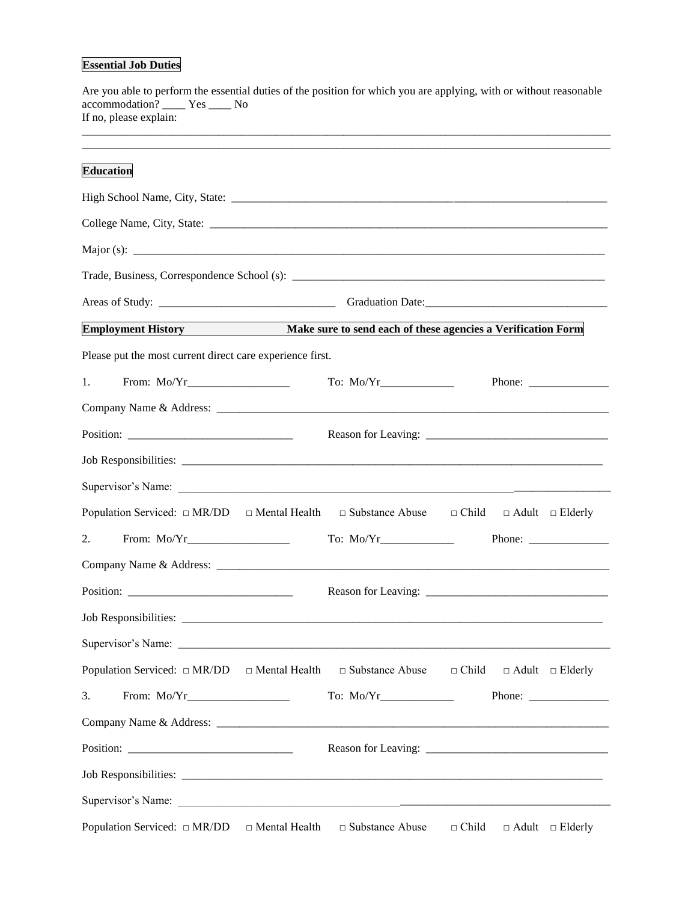**Essential Job Duties**

Are you able to perform the essential duties of the position for which you are applying, with or without reasonable accommodation? ____ Yes ____ No
If no, please explain:

______________________________________________________________________________________________

______________________________________________________________________________________________

**Education**

High School Name, City, State: ______________________________________________________________

College Name, City, State: __________________________________________________________________

Major (s): ______________________________________________________________________________

Trade, Business, Correspondence School (s): ___________________________________________________

Areas of Study: _____________________________ Graduation Date:_______________________________

**Employment History** **Make sure to send each of these agencies a Verification Form**

Please put the most current direct care experience first.

1. From: Mo/Yr_________________ To: Mo/Yr____________ Phone: ______________

Company Name & Address: __________________________________________________________________

Position: ____________________________ Reason for Leaving: _______________________________

Job Responsibilities: _______________________________________________________________________

Supervisor's Name: _________________________________________________________________________

Population Serviced: □ MR/DD □ Mental Health □ Substance Abuse □ Child □ Adult □ Elderly

2. From: Mo/Yr_________________ To: Mo/Yr____________ Phone: ______________

Company Name & Address: __________________________________________________________________

Position: ____________________________ Reason for Leaving: _______________________________

Job Responsibilities: _______________________________________________________________________

Supervisor's Name: _________________________________________________________________________

Population Serviced: □ MR/DD □ Mental Health □ Substance Abuse □ Child □ Adult □ Elderly

3. From: Mo/Yr_________________ To: Mo/Yr____________ Phone: ______________

Company Name & Address: __________________________________________________________________

Position: ____________________________ Reason for Leaving: _______________________________

Job Responsibilities: _______________________________________________________________________

Supervisor's Name: _________________________________________________________________________

Population Serviced: □ MR/DD □ Mental Health □ Substance Abuse □ Child □ Adult □ Elderly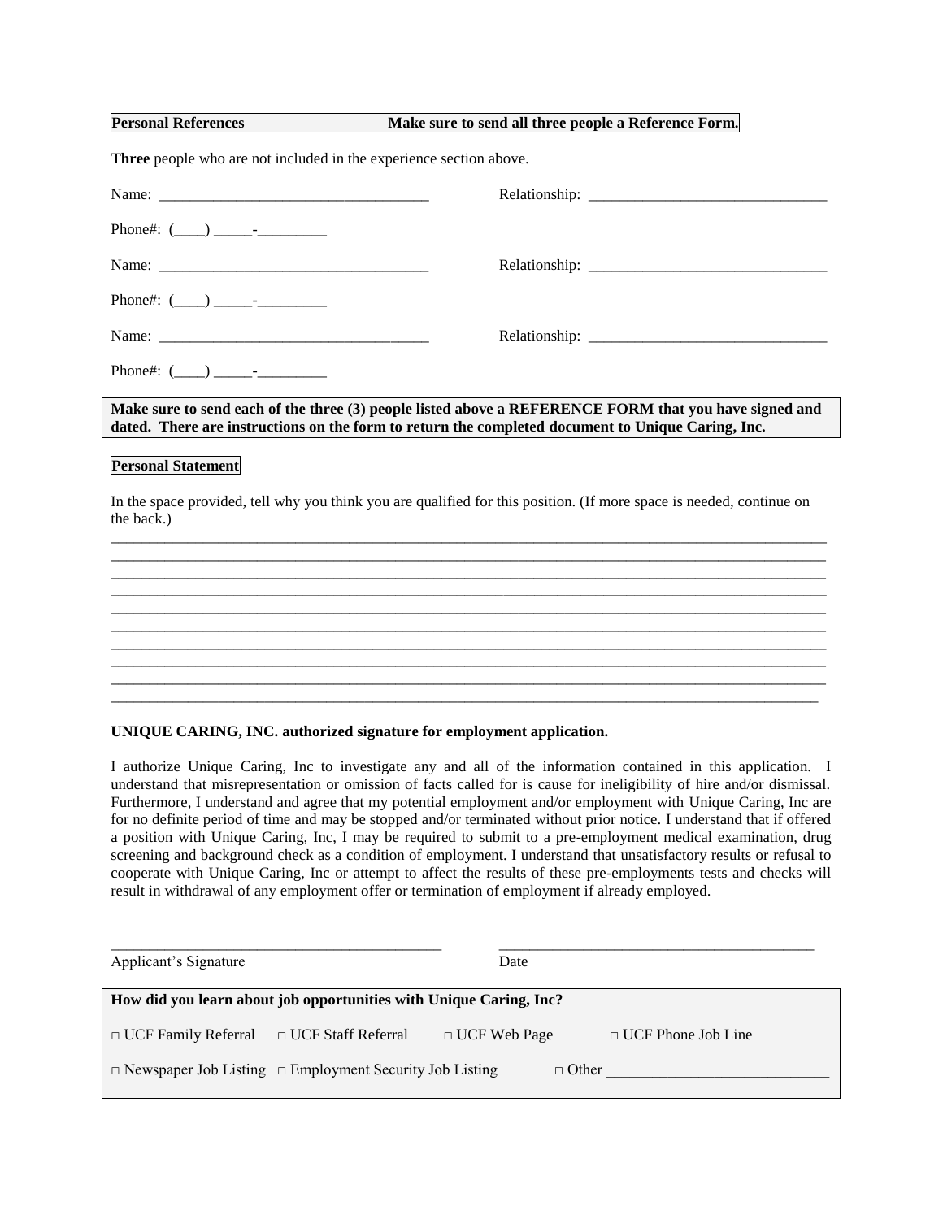**Personal References** **Make sure to send all three people a Reference Form.**

**Three** people who are not included in the experience section above.

Name: ___________________________________ Relationship: ______________________________

Phone#: (____) _____-_________

Name: ___________________________________ Relationship: ______________________________

Phone#: (____) _____-_________

Name: ___________________________________ Relationship: ______________________________

Phone#: (____) _____-_________

**Make sure to send each of the three (3) people listed above a REFERENCE FORM that you have signed and dated. There are instructions on the form to return the completed document to Unique Caring, Inc.**

**Personal Statement**

In the space provided, tell why you think you are qualified for this position. (If more space is needed, continue on the back.)

____________________________________________________________________________________________
____________________________________________________________________________________________
____________________________________________________________________________________________
____________________________________________________________________________________________
____________________________________________________________________________________________
____________________________________________________________________________________________
____________________________________________________________________________________________
____________________________________________________________________________________________
____________________________________________________________________________________________
____________________________________________________________________________________________

**UNIQUE CARING, INC. authorized signature for employment application.**

I authorize Unique Caring, Inc to investigate any and all of the information contained in this application. I understand that misrepresentation or omission of facts called for is cause for ineligibility of hire and/or dismissal. Furthermore, I understand and agree that my potential employment and/or employment with Unique Caring, Inc are for no definite period of time and may be stopped and/or terminated without prior notice. I understand that if offered a position with Unique Caring, Inc, I may be required to submit to a pre-employment medical examination, drug screening and background check as a condition of employment. I understand that unsatisfactory results or refusal to cooperate with Unique Caring, Inc or attempt to affect the results of these pre-employments tests and checks will result in withdrawal of any employment offer or termination of employment if already employed.

_____________________________________________ _________________________________________

Applicant's Signature Date

**How did you learn about job opportunities with Unique Caring, Inc?**

□ UCF Family Referral □ UCF Staff Referral □ UCF Web Page □ UCF Phone Job Line

□ Newspaper Job Listing □ Employment Security Job Listing □ Other ___________________________